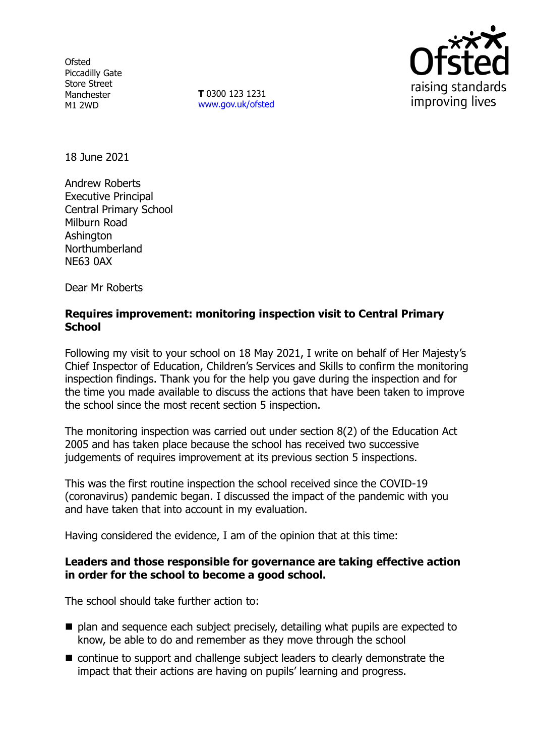Ofsted
Piccadilly Gate
Store Street
Manchester
M1 2WD

**T** 0300 123 1231
www.gov.uk/ofsted

18 June 2021

Andrew Roberts
Executive Principal
Central Primary School
Milburn Road
Ashington
Northumberland
NE63 0AX

Dear Mr Roberts

**Requires improvement: monitoring inspection visit to Central Primary School**

Following my visit to your school on 18 May 2021, I write on behalf of Her Majesty's Chief Inspector of Education, Children's Services and Skills to confirm the monitoring inspection findings. Thank you for the help you gave during the inspection and for the time you made available to discuss the actions that have been taken to improve the school since the most recent section 5 inspection.

The monitoring inspection was carried out under section 8(2) of the Education Act 2005 and has taken place because the school has received two successive judgements of requires improvement at its previous section 5 inspections.

This was the first routine inspection the school received since the COVID-19 (coronavirus) pandemic began. I discussed the impact of the pandemic with you and have taken that into account in my evaluation.

Having considered the evidence, I am of the opinion that at this time:

**Leaders and those responsible for governance are taking effective action in order for the school to become a good school.**

The school should take further action to:

- plan and sequence each subject precisely, detailing what pupils are expected to know, be able to do and remember as they move through the school
- continue to support and challenge subject leaders to clearly demonstrate the impact that their actions are having on pupils' learning and progress.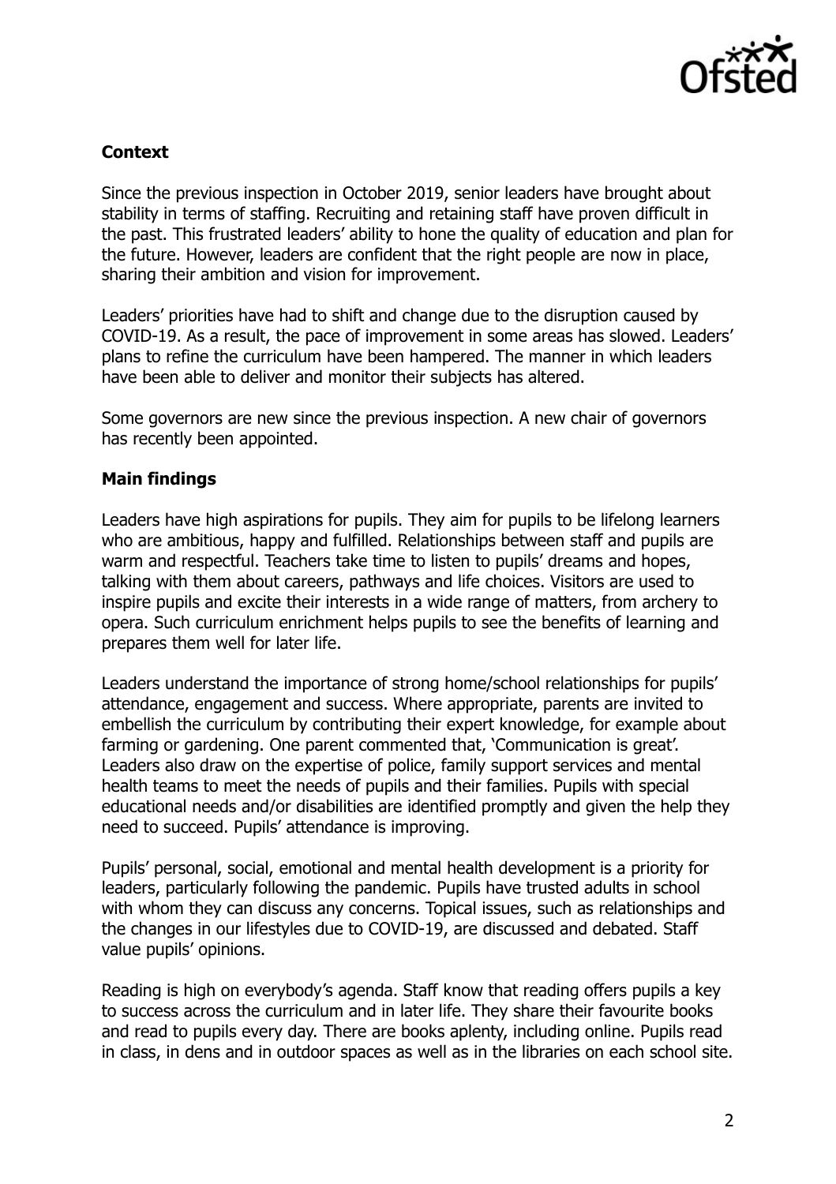## Context

Since the previous inspection in October 2019, senior leaders have brought about stability in terms of staffing. Recruiting and retaining staff have proven difficult in the past. This frustrated leaders' ability to hone the quality of education and plan for the future. However, leaders are confident that the right people are now in place, sharing their ambition and vision for improvement.

Leaders' priorities have had to shift and change due to the disruption caused by COVID-19. As a result, the pace of improvement in some areas has slowed. Leaders' plans to refine the curriculum have been hampered. The manner in which leaders have been able to deliver and monitor their subjects has altered.

Some governors are new since the previous inspection. A new chair of governors has recently been appointed.

## Main findings

Leaders have high aspirations for pupils. They aim for pupils to be lifelong learners who are ambitious, happy and fulfilled. Relationships between staff and pupils are warm and respectful. Teachers take time to listen to pupils' dreams and hopes, talking with them about careers, pathways and life choices. Visitors are used to inspire pupils and excite their interests in a wide range of matters, from archery to opera. Such curriculum enrichment helps pupils to see the benefits of learning and prepares them well for later life.

Leaders understand the importance of strong home/school relationships for pupils' attendance, engagement and success. Where appropriate, parents are invited to embellish the curriculum by contributing their expert knowledge, for example about farming or gardening. One parent commented that, 'Communication is great'. Leaders also draw on the expertise of police, family support services and mental health teams to meet the needs of pupils and their families. Pupils with special educational needs and/or disabilities are identified promptly and given the help they need to succeed. Pupils' attendance is improving.

Pupils' personal, social, emotional and mental health development is a priority for leaders, particularly following the pandemic. Pupils have trusted adults in school with whom they can discuss any concerns. Topical issues, such as relationships and the changes in our lifestyles due to COVID-19, are discussed and debated. Staff value pupils' opinions.

Reading is high on everybody's agenda. Staff know that reading offers pupils a key to success across the curriculum and in later life. They share their favourite books and read to pupils every day. There are books aplenty, including online. Pupils read in class, in dens and in outdoor spaces as well as in the libraries on each school site.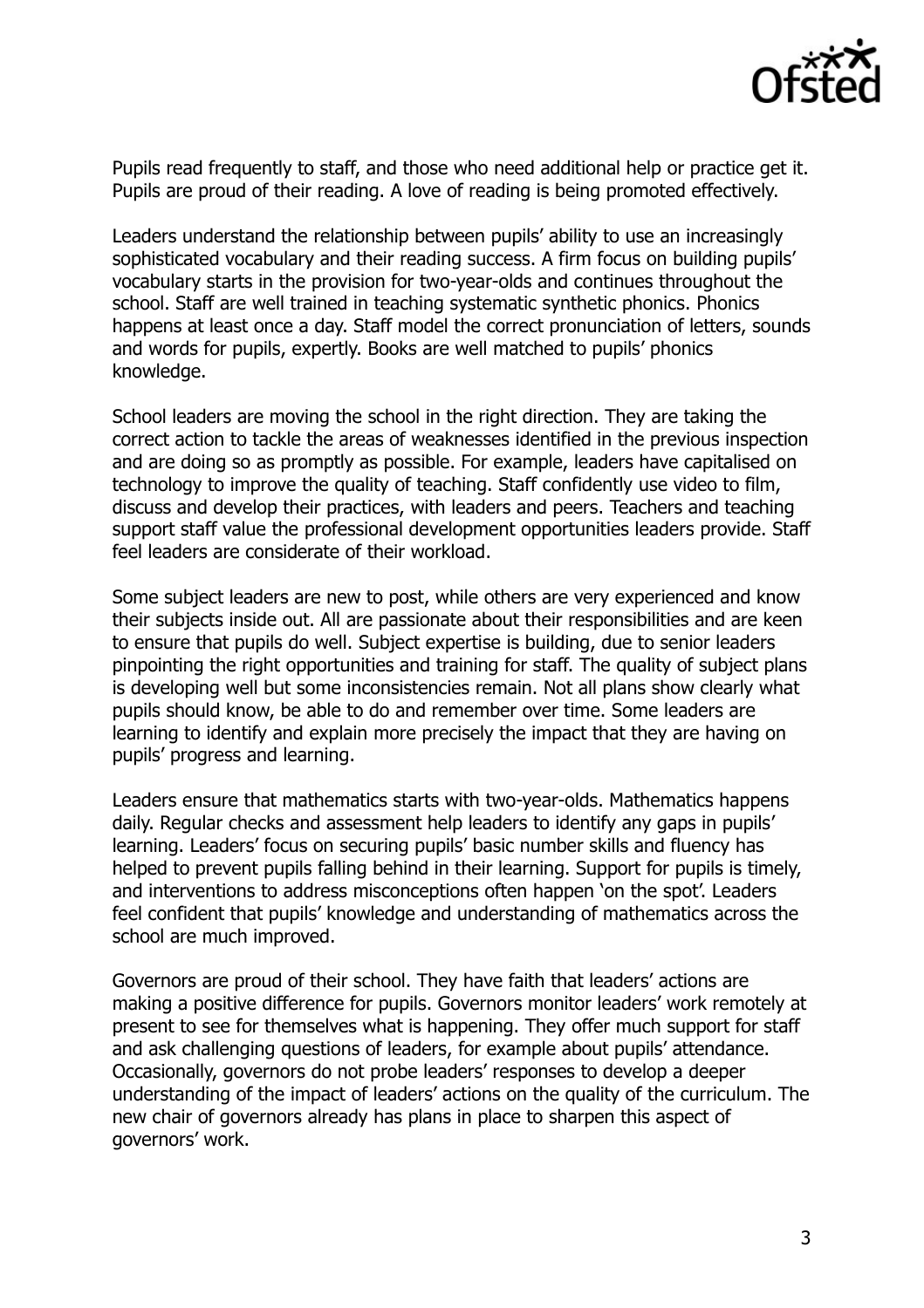Pupils read frequently to staff, and those who need additional help or practice get it. Pupils are proud of their reading. A love of reading is being promoted effectively.

Leaders understand the relationship between pupils' ability to use an increasingly sophisticated vocabulary and their reading success. A firm focus on building pupils' vocabulary starts in the provision for two-year-olds and continues throughout the school. Staff are well trained in teaching systematic synthetic phonics. Phonics happens at least once a day. Staff model the correct pronunciation of letters, sounds and words for pupils, expertly. Books are well matched to pupils' phonics knowledge.

School leaders are moving the school in the right direction. They are taking the correct action to tackle the areas of weaknesses identified in the previous inspection and are doing so as promptly as possible. For example, leaders have capitalised on technology to improve the quality of teaching. Staff confidently use video to film, discuss and develop their practices, with leaders and peers. Teachers and teaching support staff value the professional development opportunities leaders provide. Staff feel leaders are considerate of their workload.

Some subject leaders are new to post, while others are very experienced and know their subjects inside out. All are passionate about their responsibilities and are keen to ensure that pupils do well. Subject expertise is building, due to senior leaders pinpointing the right opportunities and training for staff. The quality of subject plans is developing well but some inconsistencies remain. Not all plans show clearly what pupils should know, be able to do and remember over time. Some leaders are learning to identify and explain more precisely the impact that they are having on pupils' progress and learning.

Leaders ensure that mathematics starts with two-year-olds. Mathematics happens daily. Regular checks and assessment help leaders to identify any gaps in pupils' learning. Leaders' focus on securing pupils' basic number skills and fluency has helped to prevent pupils falling behind in their learning. Support for pupils is timely, and interventions to address misconceptions often happen 'on the spot'. Leaders feel confident that pupils' knowledge and understanding of mathematics across the school are much improved.

Governors are proud of their school. They have faith that leaders' actions are making a positive difference for pupils. Governors monitor leaders' work remotely at present to see for themselves what is happening. They offer much support for staff and ask challenging questions of leaders, for example about pupils' attendance. Occasionally, governors do not probe leaders' responses to develop a deeper understanding of the impact of leaders' actions on the quality of the curriculum. The new chair of governors already has plans in place to sharpen this aspect of governors' work.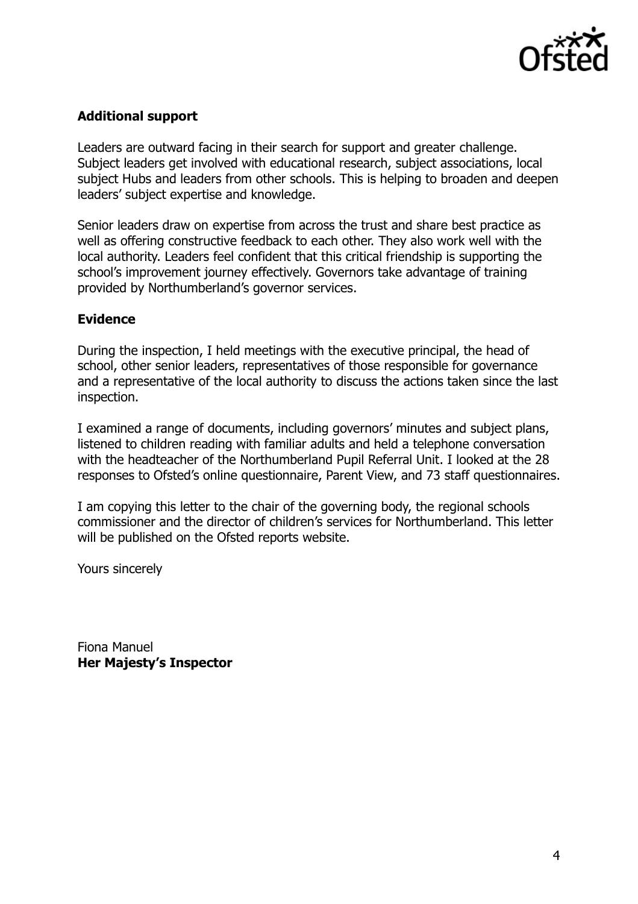**Additional support**

Leaders are outward facing in their search for support and greater challenge. Subject leaders get involved with educational research, subject associations, local subject Hubs and leaders from other schools. This is helping to broaden and deepen leaders' subject expertise and knowledge.

Senior leaders draw on expertise from across the trust and share best practice as well as offering constructive feedback to each other. They also work well with the local authority. Leaders feel confident that this critical friendship is supporting the school's improvement journey effectively. Governors take advantage of training provided by Northumberland's governor services.

**Evidence**

During the inspection, I held meetings with the executive principal, the head of school, other senior leaders, representatives of those responsible for governance and a representative of the local authority to discuss the actions taken since the last inspection.

I examined a range of documents, including governors' minutes and subject plans, listened to children reading with familiar adults and held a telephone conversation with the headteacher of the Northumberland Pupil Referral Unit. I looked at the 28 responses to Ofsted's online questionnaire, Parent View, and 73 staff questionnaires.

I am copying this letter to the chair of the governing body, the regional schools commissioner and the director of children's services for Northumberland. This letter will be published on the Ofsted reports website.

Yours sincerely

Fiona Manuel
**Her Majesty's Inspector**